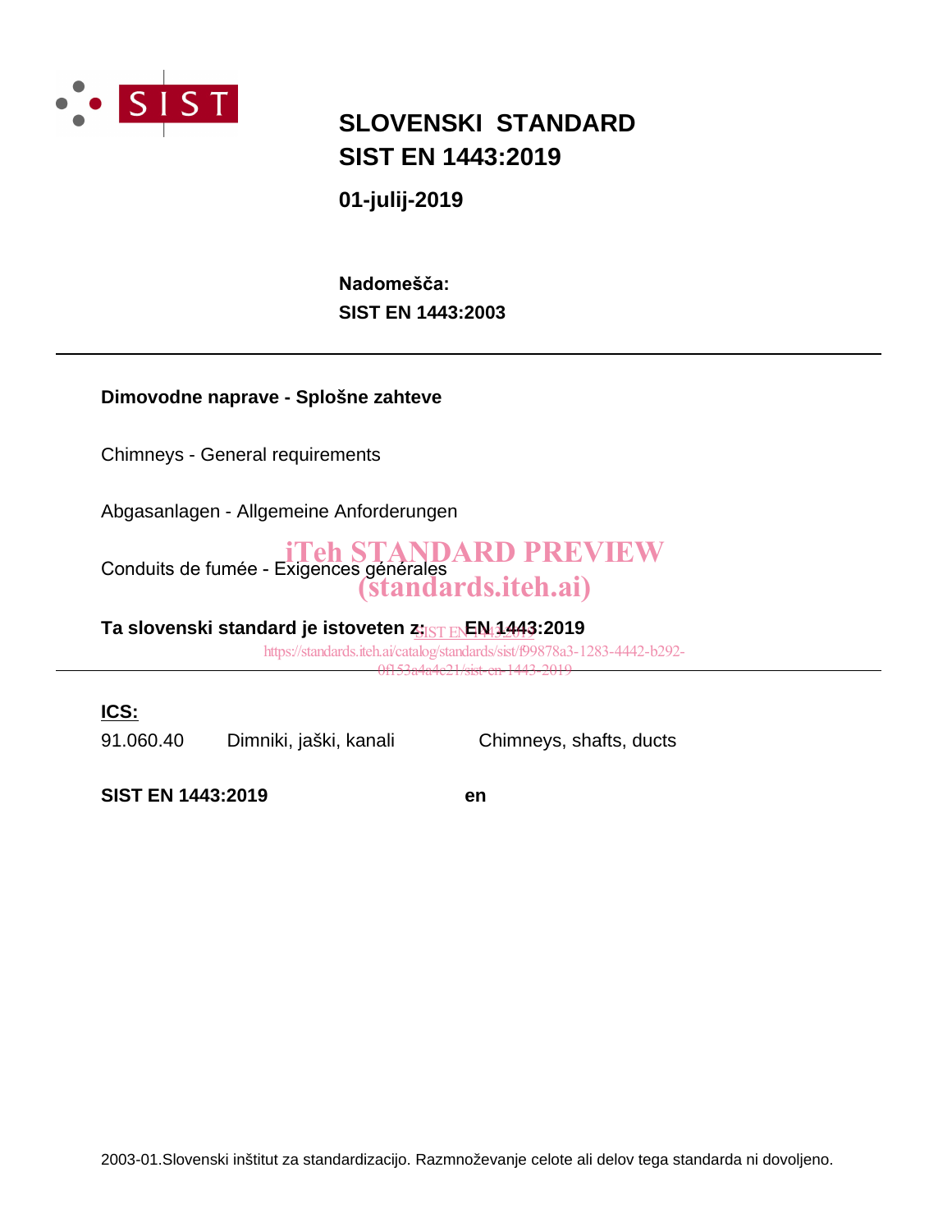# SLOVENSKI STANDARD
# SIST EN 1443:2019

**01-julij-2019**

**Nadomešča:**
**SIST EN 1443:2003**

---

**Dimovodne naprave - Splošne zahteve**

Chimneys - General requirements

Abgasanlagen - Allgemeine Anforderungen

Conduits de fumée - Exigences générales

iTeh STANDARD PREVIEW
(standards.iteh.ai)

**Ta slovenski standard je istoveten z: EN 1443:2019**

SIST EN 1443:2019
https://standards.iteh.ai/catalog/standards/sist/f99878a3-1283-4442-b292-0f153a4a4c21/sist-en-1443-2019

---

**ICS:**

| | | |
|---|---|---|
| 91.060.40 | Dimniki, jaški, kanali | Chimneys, shafts, ducts |

**SIST EN 1443:2019** **en**

2003-01.Slovenski inštitut za standardizacijo. Razmnoževanje celote ali delov tega standarda ni dovoljeno.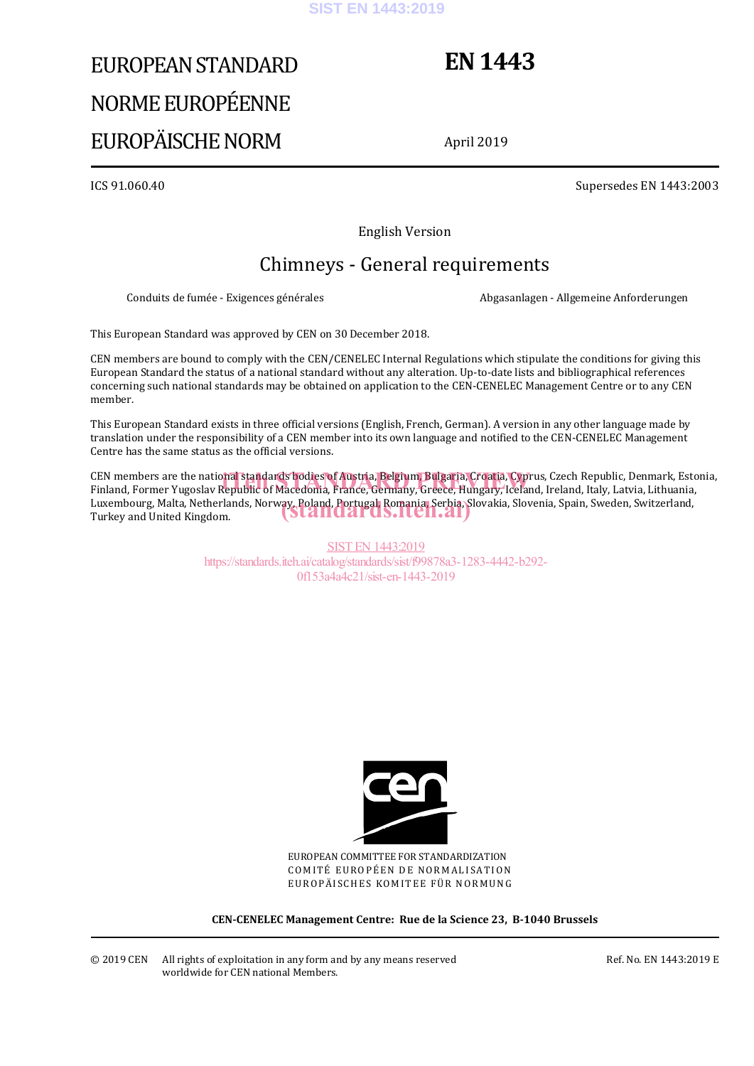# EUROPEAN STANDARD
# NORME EUROPÉENNE
# EUROPÄISCHE NORM

# EN 1443

April 2019

ICS 91.060.40

Supersedes EN 1443:2003

English Version

## Chimneys - General requirements

Conduits de fumée - Exigences générales

Abgasanlagen - Allgemeine Anforderungen

This European Standard was approved by CEN on 30 December 2018.

CEN members are bound to comply with the CEN/CENELEC Internal Regulations which stipulate the conditions for giving this European Standard the status of a national standard without any alteration. Up-to-date lists and bibliographical references concerning such national standards may be obtained on application to the CEN-CENELEC Management Centre or to any CEN member.

This European Standard exists in three official versions (English, French, German). A version in any other language made by translation under the responsibility of a CEN member into its own language and notified to the CEN-CENELEC Management Centre has the same status as the official versions.

CEN members are the national standards bodies of Austria, Belgium, Bulgaria, Croatia, Cyprus, Czech Republic, Denmark, Estonia, Finland, Former Yugoslav Republic of Macedonia, France, Germany, Greece, Hungary, Iceland, Ireland, Italy, Latvia, Lithuania, Luxembourg, Malta, Netherlands, Norway, Poland, Portugal, Romania, Serbia, Slovakia, Slovenia, Spain, Sweden, Switzerland, Turkey and United Kingdom.

EUROPEAN COMMITTEE FOR STANDARDIZATION
COMITÉ EUROPÉEN DE NORMALISATION
EUROPÄISCHES KOMITEE FÜR NORMUNG

**CEN-CENELEC Management Centre: Rue de la Science 23, B-1040 Brussels**

© 2019 CEN All rights of exploitation in any form and by any means reserved worldwide for CEN national Members.

Ref. No. EN 1443:2019 E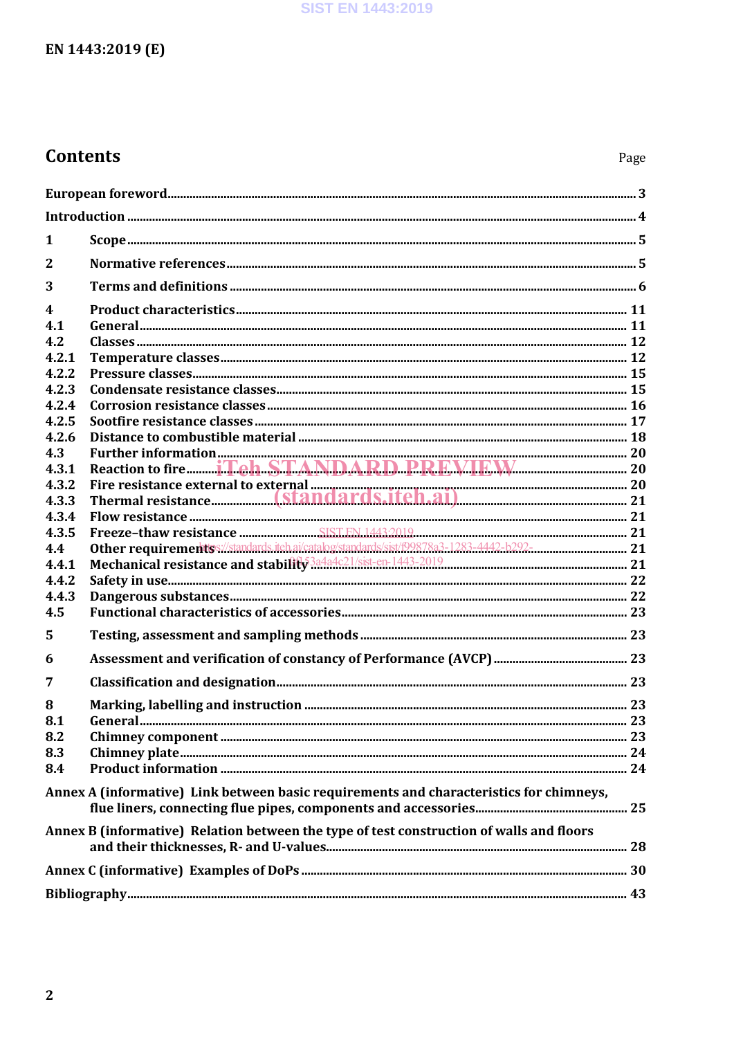# Contents

Page

| | | |
|---|---|---|
| European foreword | | 3 |
| Introduction | | 4 |
| 1 | Scope | 5 |
| 2 | Normative references | 5 |
| 3 | Terms and definitions | 6 |
| 4 | Product characteristics | 11 |
| 4.1 | General | 11 |
| 4.2 | Classes | 12 |
| 4.2.1 | Temperature classes | 12 |
| 4.2.2 | Pressure classes | 15 |
| 4.2.3 | Condensate resistance classes | 15 |
| 4.2.4 | Corrosion resistance classes | 16 |
| 4.2.5 | Sootfire resistance classes | 17 |
| 4.2.6 | Distance to combustible material | 18 |
| 4.3 | Further information | 20 |
| 4.3.1 | Reaction to fire | 20 |
| 4.3.2 | Fire resistance external to external | 20 |
| 4.3.3 | Thermal resistance | 21 |
| 4.3.4 | Flow resistance | 21 |
| 4.3.5 | Freeze–thaw resistance | 21 |
| 4.4 | Other requirements | 21 |
| 4.4.1 | Mechanical resistance and stability | 21 |
| 4.4.2 | Safety in use | 22 |
| 4.4.3 | Dangerous substances | 22 |
| 4.5 | Functional characteristics of accessories | 23 |
| 5 | Testing, assessment and sampling methods | 23 |
| 6 | Assessment and verification of constancy of Performance (AVCP) | 23 |
| 7 | Classification and designation | 23 |
| 8 | Marking, labelling and instruction | 23 |
| 8.1 | General | 23 |
| 8.2 | Chimney component | 23 |
| 8.3 | Chimney plate | 24 |
| 8.4 | Product information | 24 |
| Annex A (informative) | Link between basic requirements and characteristics for chimneys, flue liners, connecting flue pipes, components and accessories | 25 |
| Annex B (informative) | Relation between the type of test construction of walls and floors and their thicknesses, R- and U-values | 28 |
| Annex C (informative) | Examples of DoPs | 30 |
| Bibliography | | 43 |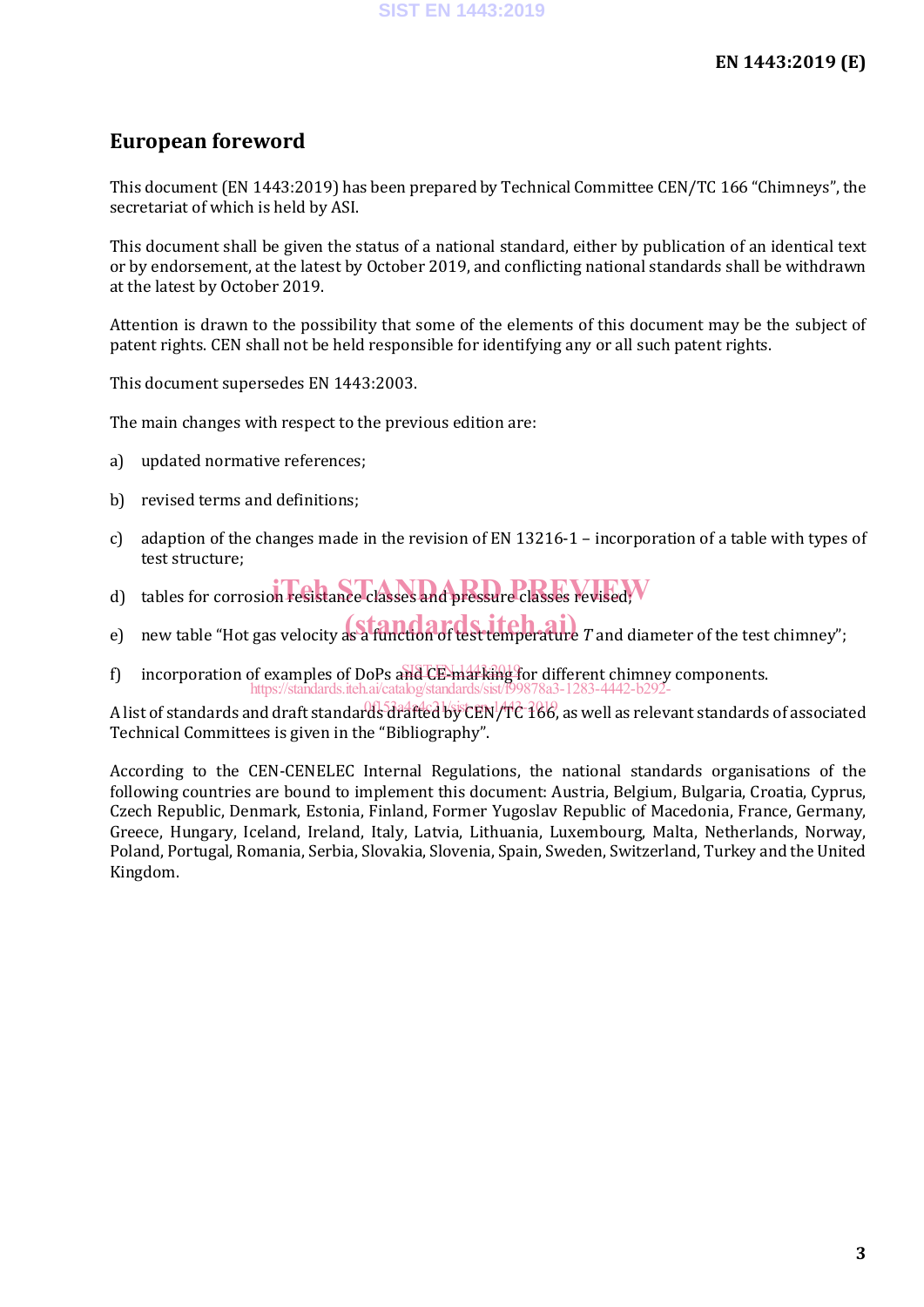# European foreword

This document (EN 1443:2019) has been prepared by Technical Committee CEN/TC 166 "Chimneys", the secretariat of which is held by ASI.

This document shall be given the status of a national standard, either by publication of an identical text or by endorsement, at the latest by October 2019, and conflicting national standards shall be withdrawn at the latest by October 2019.

Attention is drawn to the possibility that some of the elements of this document may be the subject of patent rights. CEN shall not be held responsible for identifying any or all such patent rights.

This document supersedes EN 1443:2003.

The main changes with respect to the previous edition are:

a) updated normative references;

b) revised terms and definitions;

c) adaption of the changes made in the revision of EN 13216-1 – incorporation of a table with types of test structure;

d) tables for corrosion resistance classes and pressure classes revised;

e) new table "Hot gas velocity as a function of test temperature *T* and diameter of the test chimney";

f) incorporation of examples of DoPs and CE-marking for different chimney components.

A list of standards and draft standards drafted by CEN/TC 166, as well as relevant standards of associated Technical Committees is given in the "Bibliography".

According to the CEN-CENELEC Internal Regulations, the national standards organisations of the following countries are bound to implement this document: Austria, Belgium, Bulgaria, Croatia, Cyprus, Czech Republic, Denmark, Estonia, Finland, Former Yugoslav Republic of Macedonia, France, Germany, Greece, Hungary, Iceland, Ireland, Italy, Latvia, Lithuania, Luxembourg, Malta, Netherlands, Norway, Poland, Portugal, Romania, Serbia, Slovakia, Slovenia, Spain, Sweden, Switzerland, Turkey and the United Kingdom.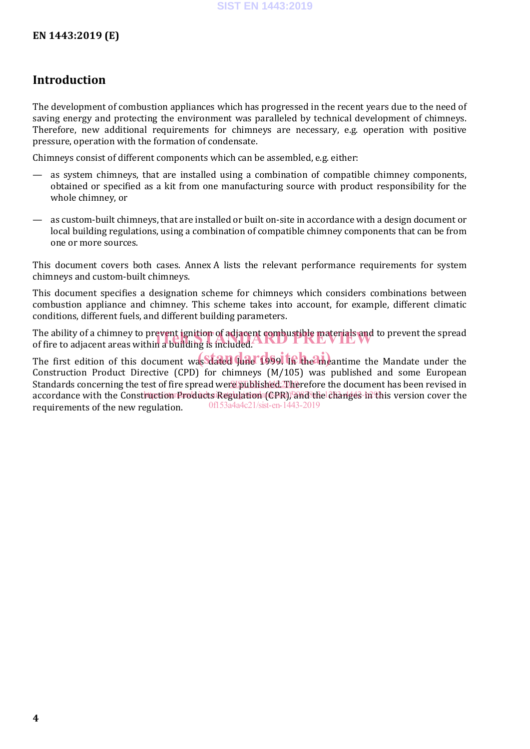## Introduction

The development of combustion appliances which has progressed in the recent years due to the need of saving energy and protecting the environment was paralleled by technical development of chimneys. Therefore, new additional requirements for chimneys are necessary, e.g. operation with positive pressure, operation with the formation of condensate.

Chimneys consist of different components which can be assembled, e.g. either:

— as system chimneys, that are installed using a combination of compatible chimney components, obtained or specified as a kit from one manufacturing source with product responsibility for the whole chimney, or

— as custom-built chimneys, that are installed or built on-site in accordance with a design document or local building regulations, using a combination of compatible chimney components that can be from one or more sources.

This document covers both cases. Annex A lists the relevant performance requirements for system chimneys and custom-built chimneys.

This document specifies a designation scheme for chimneys which considers combinations between combustion appliance and chimney. This scheme takes into account, for example, different climatic conditions, different fuels, and different building parameters.

The ability of a chimney to prevent ignition of adjacent combustible materials and to prevent the spread of fire to adjacent areas within a building is included.

The first edition of this document was dated June 1999. In the meantime the Mandate under the Construction Product Directive (CPD) for chimneys (M/105) was published and some European Standards concerning the test of fire spread were published. Therefore the document has been revised in accordance with the Construction Products Regulation (CPR), and the changes in this version cover the requirements of the new regulation.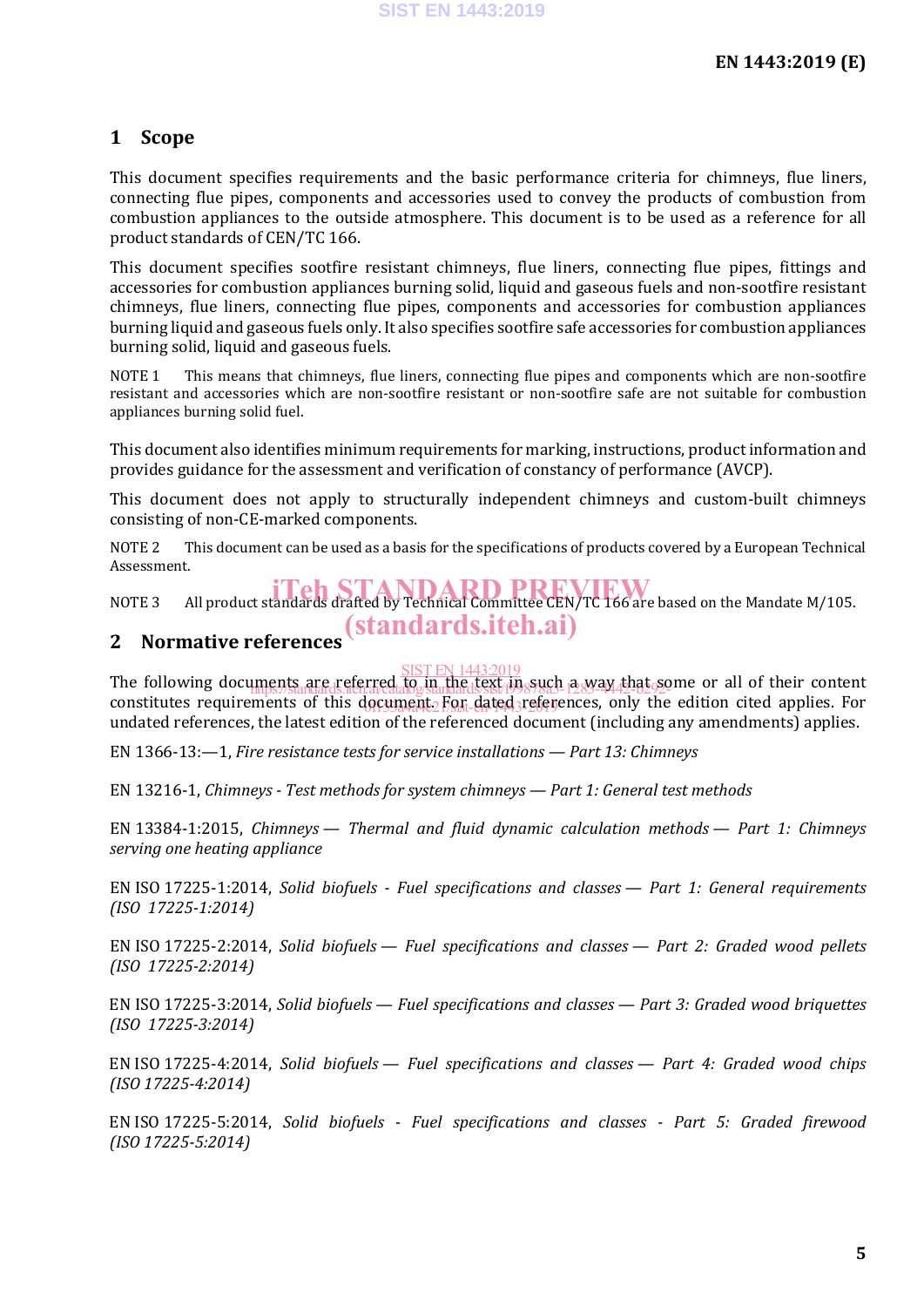# 1 Scope

This document specifies requirements and the basic performance criteria for chimneys, flue liners, connecting flue pipes, components and accessories used to convey the products of combustion from combustion appliances to the outside atmosphere. This document is to be used as a reference for all product standards of CEN/TC 166.

This document specifies sootfire resistant chimneys, flue liners, connecting flue pipes, fittings and accessories for combustion appliances burning solid, liquid and gaseous fuels and non-sootfire resistant chimneys, flue liners, connecting flue pipes, components and accessories for combustion appliances burning liquid and gaseous fuels only. It also specifies sootfire safe accessories for combustion appliances burning solid, liquid and gaseous fuels.

NOTE 1 This means that chimneys, flue liners, connecting flue pipes and components which are non-sootfire resistant and accessories which are non-sootfire resistant or non-sootfire safe are not suitable for combustion appliances burning solid fuel.

This document also identifies minimum requirements for marking, instructions, product information and provides guidance for the assessment and verification of constancy of performance (AVCP).

This document does not apply to structurally independent chimneys and custom-built chimneys consisting of non-CE-marked components.

NOTE 2 This document can be used as a basis for the specifications of products covered by a European Technical Assessment.

NOTE 3 All product standards drafted by Technical Committee CEN/TC 166 are based on the Mandate M/105.

# 2 Normative references

The following documents are referred to in the text in such a way that some or all of their content constitutes requirements of this document. For dated references, only the edition cited applies. For undated references, the latest edition of the referenced document (including any amendments) applies.

EN 1366-13:—1, *Fire resistance tests for service installations — Part 13: Chimneys*

EN 13216-1, *Chimneys - Test methods for system chimneys — Part 1: General test methods*

EN 13384-1:2015, *Chimneys — Thermal and fluid dynamic calculation methods — Part 1: Chimneys serving one heating appliance*

EN ISO 17225-1:2014, *Solid biofuels - Fuel specifications and classes — Part 1: General requirements (ISO 17225-1:2014)*

EN ISO 17225-2:2014, *Solid biofuels — Fuel specifications and classes — Part 2: Graded wood pellets (ISO 17225-2:2014)*

EN ISO 17225-3:2014, *Solid biofuels — Fuel specifications and classes — Part 3: Graded wood briquettes (ISO 17225-3:2014)*

EN ISO 17225-4:2014, *Solid biofuels — Fuel specifications and classes — Part 4: Graded wood chips (ISO 17225-4:2014)*

EN ISO 17225-5:2014, *Solid biofuels - Fuel specifications and classes - Part 5: Graded firewood (ISO 17225-5:2014)*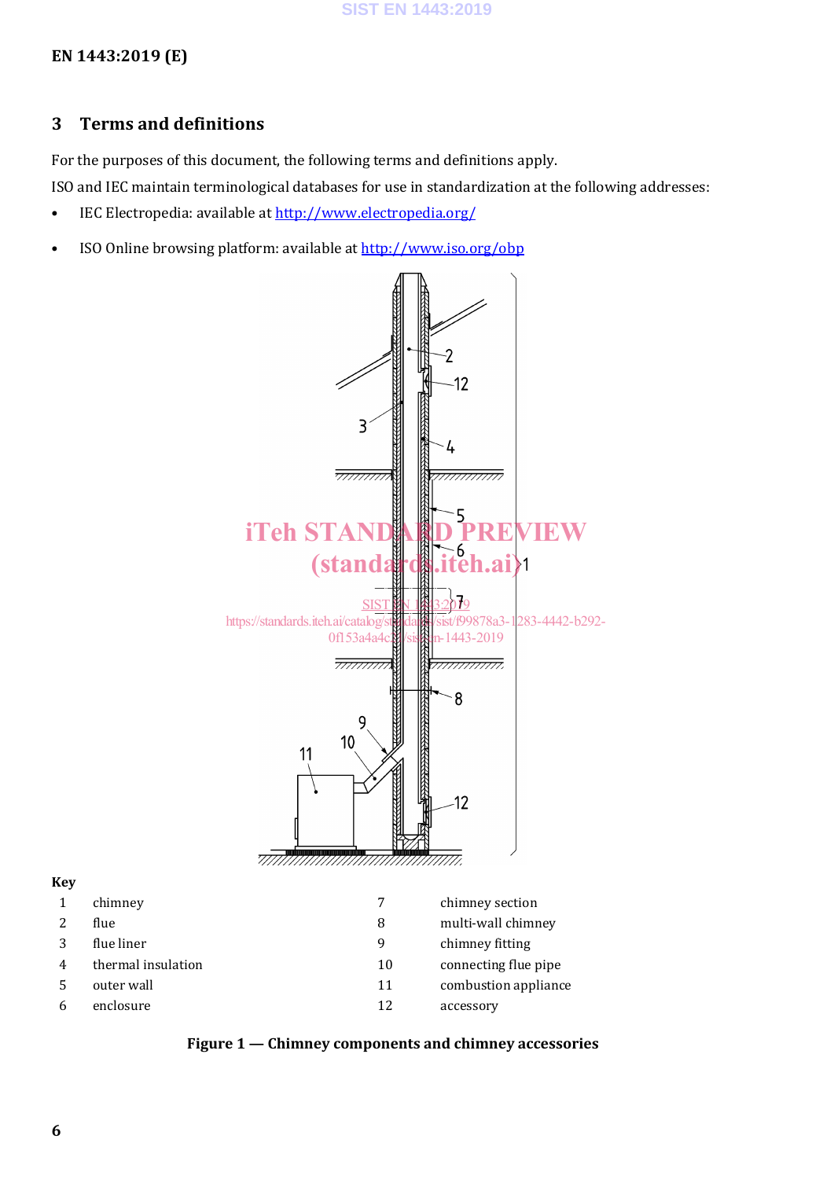## 3 Terms and definitions

For the purposes of this document, the following terms and definitions apply.

ISO and IEC maintain terminological databases for use in standardization at the following addresses:

- IEC Electropedia: available at http://www.electropedia.org/
- ISO Online browsing platform: available at http://www.iso.org/obp

**Key**

| | | | |
|---|---|---|---|
| 1 | chimney | 7 | chimney section |
| 2 | flue | 8 | multi-wall chimney |
| 3 | flue liner | 9 | chimney fitting |
| 4 | thermal insulation | 10 | connecting flue pipe |
| 5 | outer wall | 11 | combustion appliance |
| 6 | enclosure | 12 | accessory |

**Figure 1 — Chimney components and chimney accessories**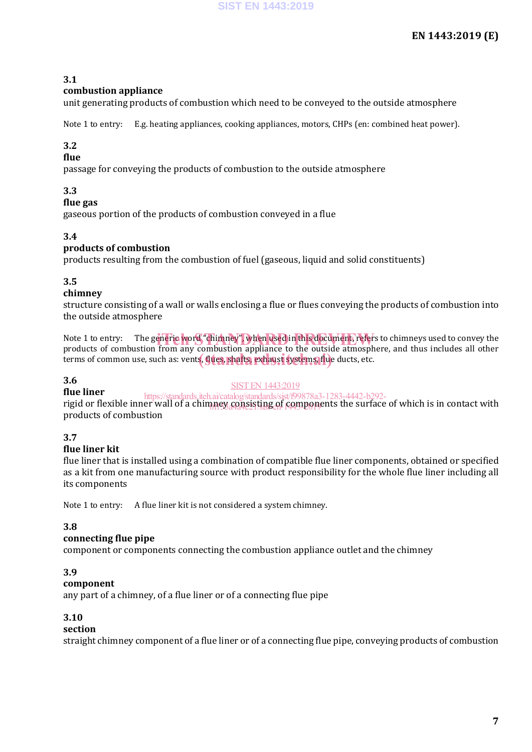**3.1**
**combustion appliance**
unit generating products of combustion which need to be conveyed to the outside atmosphere

Note 1 to entry: E.g. heating appliances, cooking appliances, motors, CHPs (en: combined heat power).

**3.2**
**flue**
passage for conveying the products of combustion to the outside atmosphere

**3.3**
**flue gas**
gaseous portion of the products of combustion conveyed in a flue

**3.4**
**products of combustion**
products resulting from the combustion of fuel (gaseous, liquid and solid constituents)

**3.5**
**chimney**
structure consisting of a wall or walls enclosing a flue or flues conveying the products of combustion into the outside atmosphere

Note 1 to entry: The generic word "chimney", when used in this document, refers to chimneys used to convey the products of combustion from any combustion appliance to the outside atmosphere, and thus includes all other terms of common use, such as: vents, flues, shafts, exhaust systems, flue ducts, etc.

**3.6**
**flue liner**
rigid or flexible inner wall of a chimney consisting of components the surface of which is in contact with products of combustion

**3.7**
**flue liner kit**
flue liner that is installed using a combination of compatible flue liner components, obtained or specified as a kit from one manufacturing source with product responsibility for the whole flue liner including all its components

Note 1 to entry: A flue liner kit is not considered a system chimney.

**3.8**
**connecting flue pipe**
component or components connecting the combustion appliance outlet and the chimney

**3.9**
**component**
any part of a chimney, of a flue liner or of a connecting flue pipe

**3.10**
**section**
straight chimney component of a flue liner or of a connecting flue pipe, conveying products of combustion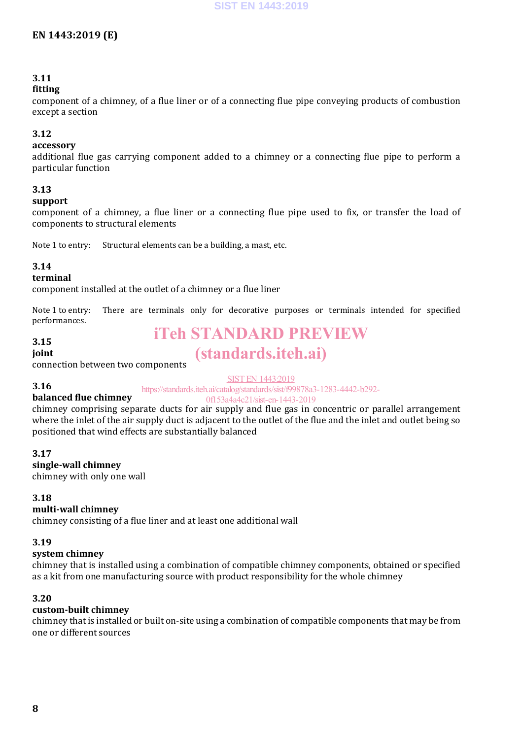### 3.11
**fitting**
component of a chimney, of a flue liner or of a connecting flue pipe conveying products of combustion except a section

### 3.12
**accessory**
additional flue gas carrying component added to a chimney or a connecting flue pipe to perform a particular function

### 3.13
**support**
component of a chimney, a flue liner or a connecting flue pipe used to fix, or transfer the load of components to structural elements

Note 1 to entry: Structural elements can be a building, a mast, etc.

### 3.14
**terminal**
component installed at the outlet of a chimney or a flue liner

Note 1 to entry: There are terminals only for decorative purposes or terminals intended for specified performances.

### 3.15
**joint**
connection between two components

### 3.16
**balanced flue chimney**
chimney comprising separate ducts for air supply and flue gas in concentric or parallel arrangement where the inlet of the air supply duct is adjacent to the outlet of the flue and the inlet and outlet being so positioned that wind effects are substantially balanced

### 3.17
**single-wall chimney**
chimney with only one wall

### 3.18
**multi-wall chimney**
chimney consisting of a flue liner and at least one additional wall

### 3.19
**system chimney**
chimney that is installed using a combination of compatible chimney components, obtained or specified as a kit from one manufacturing source with product responsibility for the whole chimney

### 3.20
**custom-built chimney**
chimney that is installed or built on-site using a combination of compatible components that may be from one or different sources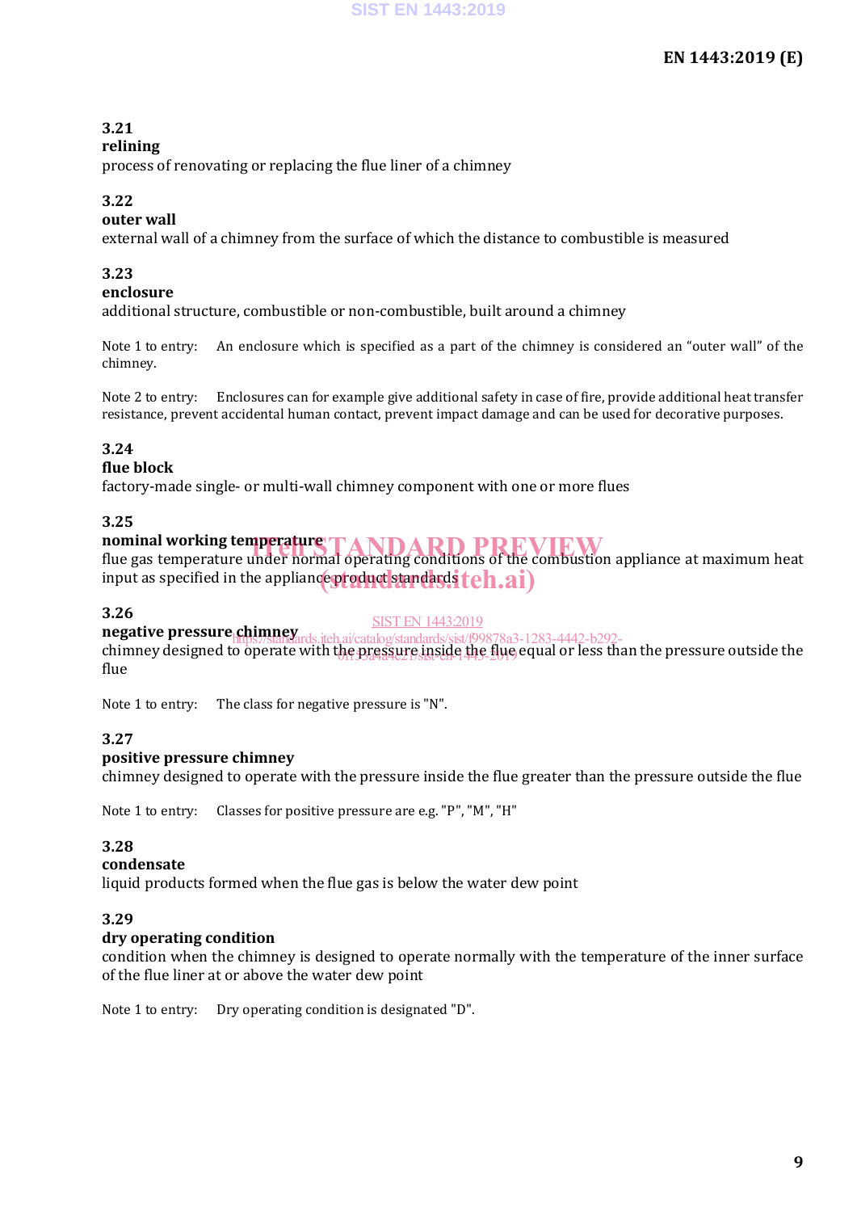**3.21**
**relining**
process of renovating or replacing the flue liner of a chimney

**3.22**
**outer wall**
external wall of a chimney from the surface of which the distance to combustible is measured

**3.23**
**enclosure**
additional structure, combustible or non-combustible, built around a chimney

Note 1 to entry: An enclosure which is specified as a part of the chimney is considered an "outer wall" of the chimney.

Note 2 to entry: Enclosures can for example give additional safety in case of fire, provide additional heat transfer resistance, prevent accidental human contact, prevent impact damage and can be used for decorative purposes.

**3.24**
**flue block**
factory-made single- or multi-wall chimney component with one or more flues

**3.25**
**nominal working temperature**
flue gas temperature under normal operating conditions of the combustion appliance at maximum heat input as specified in the appliance product standards

**3.26**
**negative pressure chimney**
chimney designed to operate with the pressure inside the flue equal or less than the pressure outside the flue

Note 1 to entry: The class for negative pressure is "N".

**3.27**
**positive pressure chimney**
chimney designed to operate with the pressure inside the flue greater than the pressure outside the flue

Note 1 to entry: Classes for positive pressure are e.g. "P", "M", "H"

**3.28**
**condensate**
liquid products formed when the flue gas is below the water dew point

**3.29**
**dry operating condition**
condition when the chimney is designed to operate normally with the temperature of the inner surface of the flue liner at or above the water dew point

Note 1 to entry: Dry operating condition is designated "D".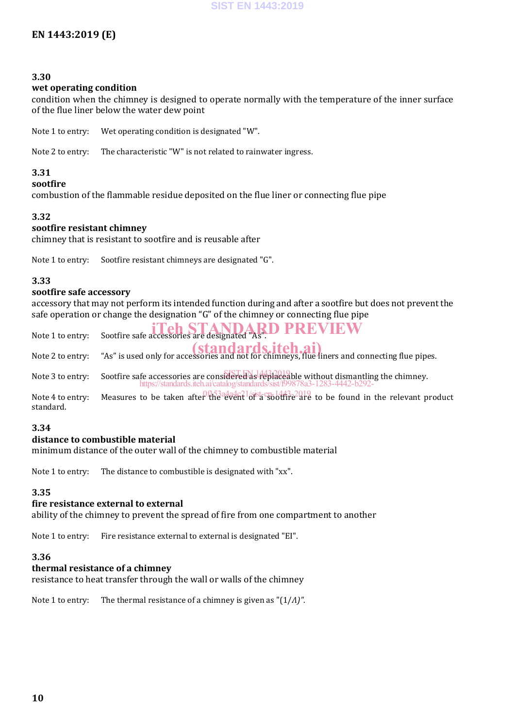### 3.30
**wet operating condition**
condition when the chimney is designed to operate normally with the temperature of the inner surface of the flue liner below the water dew point

Note 1 to entry: Wet operating condition is designated "W".

Note 2 to entry: The characteristic "W" is not related to rainwater ingress.

### 3.31
**sootfire**
combustion of the flammable residue deposited on the flue liner or connecting flue pipe

### 3.32
**sootfire resistant chimney**
chimney that is resistant to sootfire and is reusable after

Note 1 to entry: Sootfire resistant chimneys are designated "G".

### 3.33
**sootfire safe accessory**
accessory that may not perform its intended function during and after a sootfire but does not prevent the safe operation or change the designation "G" of the chimney or connecting flue pipe

Note 1 to entry: Sootfire safe accessories are designated "As".

Note 2 to entry: "As" is used only for accessories and not for chimneys, flue liners and connecting flue pipes.

Note 3 to entry: Sootfire safe accessories are considered as replaceable without dismantling the chimney.

Note 4 to entry: Measures to be taken after the event of a sootfire are to be found in the relevant product standard.

### 3.34
**distance to combustible material**
minimum distance of the outer wall of the chimney to combustible material

Note 1 to entry: The distance to combustible is designated with "xx".

### 3.35
**fire resistance external to external**
ability of the chimney to prevent the spread of fire from one compartment to another

Note 1 to entry: Fire resistance external to external is designated "EI".

### 3.36
**thermal resistance of a chimney**
resistance to heat transfer through the wall or walls of the chimney

Note 1 to entry: The thermal resistance of a chimney is given as "$(1/\Lambda)$".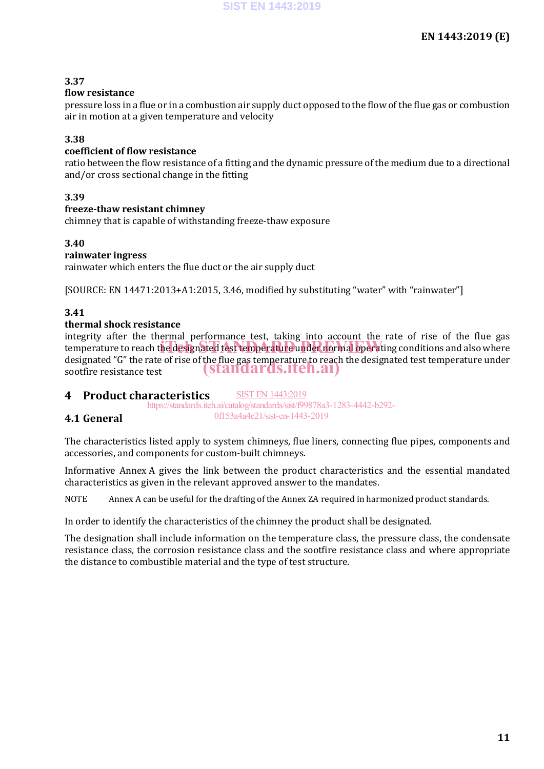**3.37**
**flow resistance**
pressure loss in a flue or in a combustion air supply duct opposed to the flow of the flue gas or combustion air in motion at a given temperature and velocity

**3.38**
**coefficient of flow resistance**
ratio between the flow resistance of a fitting and the dynamic pressure of the medium due to a directional and/or cross sectional change in the fitting

**3.39**
**freeze-thaw resistant chimney**
chimney that is capable of withstanding freeze-thaw exposure

**3.40**
**rainwater ingress**
rainwater which enters the flue duct or the air supply duct

[SOURCE: EN 14471:2013+A1:2015, 3.46, modified by substituting “water” with “rainwater”]

**3.41**
**thermal shock resistance**
integrity after the thermal performance test, taking into account the rate of rise of the flue gas temperature to reach the designated test temperature under normal operating conditions and also where designated “G” the rate of rise of the flue gas temperature to reach the designated test temperature under sootfire resistance test

# 4 Product characteristics

## 4.1 General

The characteristics listed apply to system chimneys, flue liners, connecting flue pipes, components and accessories, and components for custom-built chimneys.

Informative Annex A gives the link between the product characteristics and the essential mandated characteristics as given in the relevant approved answer to the mandates.

NOTE Annex A can be useful for the drafting of the Annex ZA required in harmonized product standards.

In order to identify the characteristics of the chimney the product shall be designated.

The designation shall include information on the temperature class, the pressure class, the condensate resistance class, the corrosion resistance class and the sootfire resistance class and where appropriate the distance to combustible material and the type of test structure.